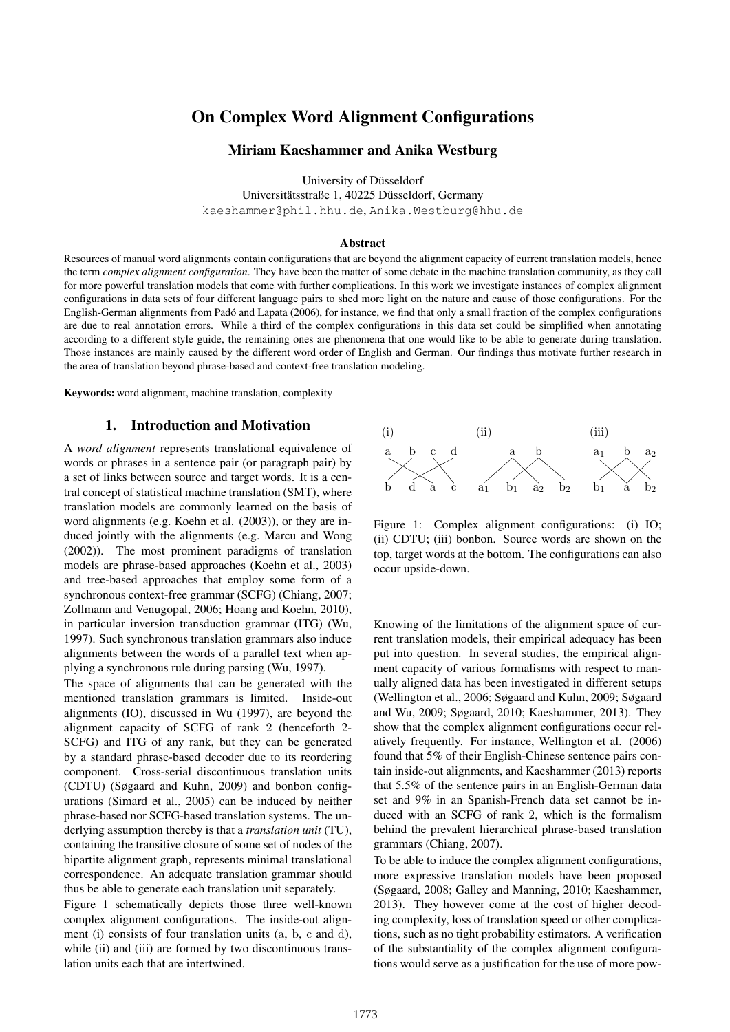# On Complex Word Alignment Configurations

**Miriam Kaeshammer and Anika Westburg**

University of Düsseldorf
Universitätsstraße 1, 40225 Düsseldorf, Germany
kaeshammer@phil.hhu.de, Anika.Westburg@hhu.de

### Abstract

Resources of manual word alignments contain configurations that are beyond the alignment capacity of current translation models, hence the term *complex alignment configuration*. They have been the matter of some debate in the machine translation community, as they call for more powerful translation models that come with further complications. In this work we investigate instances of complex alignment configurations in data sets of four different language pairs to shed more light on the nature and cause of those configurations. For the English-German alignments from Padó and Lapata (2006), for instance, we find that only a small fraction of the complex configurations are due to real annotation errors. While a third of the complex configurations in this data set could be simplified when annotating according to a different style guide, the remaining ones are phenomena that one would like to be able to generate during translation. Those instances are mainly caused by the different word order of English and German. Our findings thus motivate further research in the area of translation beyond phrase-based and context-free translation modeling.

**Keywords:** word alignment, machine translation, complexity

## 1. Introduction and Motivation

A *word alignment* represents translational equivalence of words or phrases in a sentence pair (or paragraph pair) by a set of links between source and target words. It is a central concept of statistical machine translation (SMT), where translation models are commonly learned on the basis of word alignments (e.g. Koehn et al. (2003)), or they are induced jointly with the alignments (e.g. Marcu and Wong (2002)). The most prominent paradigms of translation models are phrase-based approaches (Koehn et al., 2003) and tree-based approaches that employ some form of a synchronous context-free grammar (SCFG) (Chiang, 2007; Zollmann and Venugopal, 2006; Hoang and Koehn, 2010), in particular inversion transduction grammar (ITG) (Wu, 1997). Such synchronous translation grammars also induce alignments between the words of a parallel text when applying a synchronous rule during parsing (Wu, 1997).

The space of alignments that can be generated with the mentioned translation grammars is limited. Inside-out alignments (IO), discussed in Wu (1997), are beyond the alignment capacity of SCFG of rank 2 (henceforth 2-SCFG) and ITG of any rank, but they can be generated by a standard phrase-based decoder due to its reordering component. Cross-serial discontinuous translation units (CDTU) (Søgaard and Kuhn, 2009) and bonbon configurations (Simard et al., 2005) can be induced by neither phrase-based nor SCFG-based translation systems. The underlying assumption thereby is that a *translation unit* (TU), containing the transitive closure of some set of nodes of the bipartite alignment graph, represents minimal translational correspondence. An adequate translation grammar should thus be able to generate each translation unit separately.

Figure 1 schematically depicts those three well-known complex alignment configurations. The inside-out alignment (i) consists of four translation units (a, b, c and d), while (ii) and (iii) are formed by two discontinuous translation units each that are intertwined.

Figure 1: Complex alignment configurations: (i) IO; (ii) CDTU; (iii) bonbon. Source words are shown on the top, target words at the bottom. The configurations can also occur upside-down.

Knowing of the limitations of the alignment space of current translation models, their empirical adequacy has been put into question. In several studies, the empirical alignment capacity of various formalisms with respect to manually aligned data has been investigated in different setups (Wellington et al., 2006; Søgaard and Kuhn, 2009; Søgaard and Wu, 2009; Søgaard, 2010; Kaeshammer, 2013). They show that the complex alignment configurations occur relatively frequently. For instance, Wellington et al. (2006) found that 5% of their English-Chinese sentence pairs contain inside-out alignments, and Kaeshammer (2013) reports that 5.5% of the sentence pairs in an English-German data set and 9% in an Spanish-French data set cannot be induced with an SCFG of rank 2, which is the formalism behind the prevalent hierarchical phrase-based translation grammars (Chiang, 2007).

To be able to induce the complex alignment configurations, more expressive translation models have been proposed (Søgaard, 2008; Galley and Manning, 2010; Kaeshammer, 2013). They however come at the cost of higher decoding complexity, loss of translation speed or other complications, such as no tight probability estimators. A verification of the substantiality of the complex alignment configurations would serve as a justification for the use of more pow-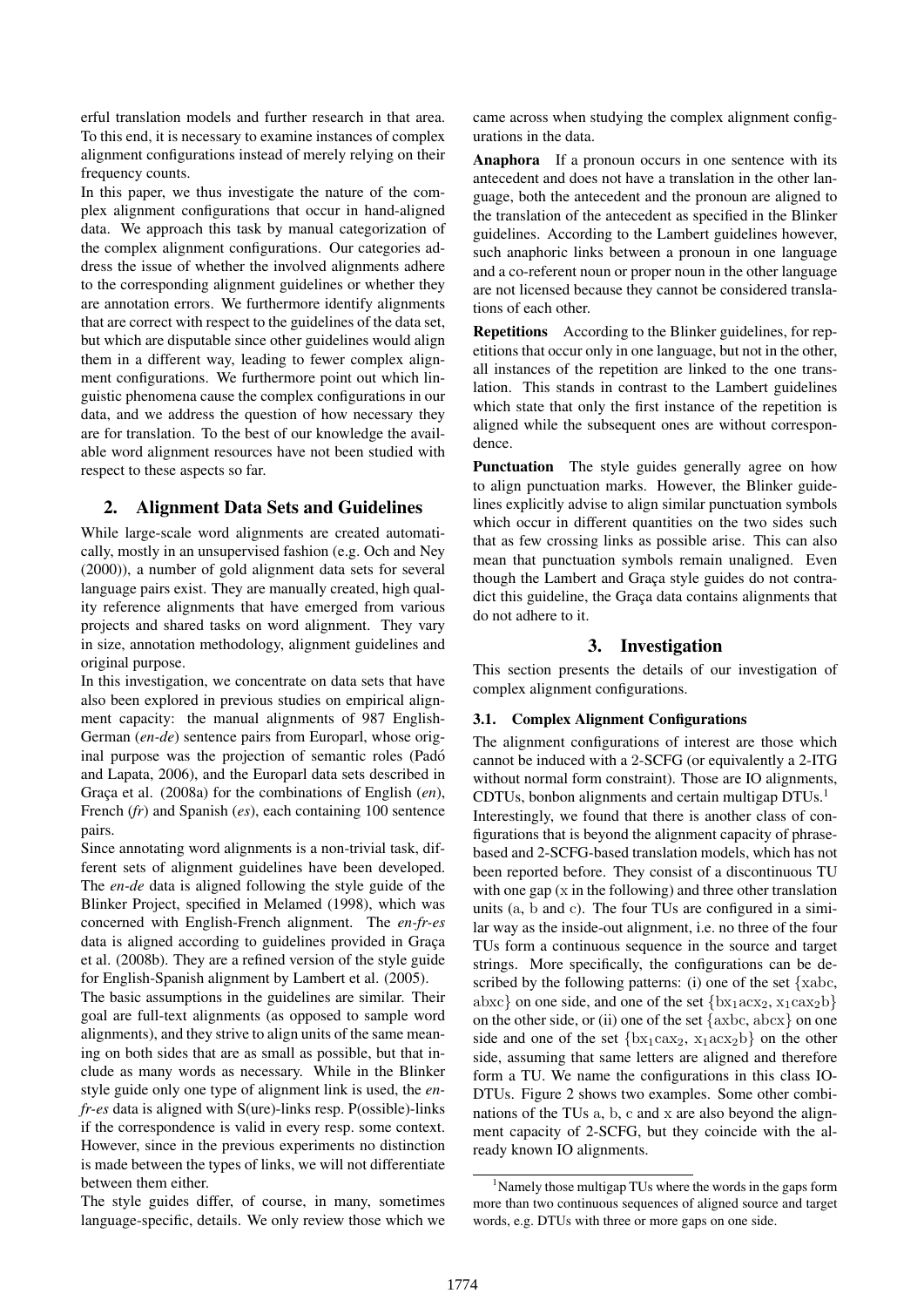erful translation models and further research in that area. To this end, it is necessary to examine instances of complex alignment configurations instead of merely relying on their frequency counts.

In this paper, we thus investigate the nature of the complex alignment configurations that occur in hand-aligned data. We approach this task by manual categorization of the complex alignment configurations. Our categories address the issue of whether the involved alignments adhere to the corresponding alignment guidelines or whether they are annotation errors. We furthermore identify alignments that are correct with respect to the guidelines of the data set, but which are disputable since other guidelines would align them in a different way, leading to fewer complex alignment configurations. We furthermore point out which linguistic phenomena cause the complex configurations in our data, and we address the question of how necessary they are for translation. To the best of our knowledge the available word alignment resources have not been studied with respect to these aspects so far.

## 2. Alignment Data Sets and Guidelines

While large-scale word alignments are created automatically, mostly in an unsupervised fashion (e.g. Och and Ney (2000)), a number of gold alignment data sets for several language pairs exist. They are manually created, high quality reference alignments that have emerged from various projects and shared tasks on word alignment. They vary in size, annotation methodology, alignment guidelines and original purpose.

In this investigation, we concentrate on data sets that have also been explored in previous studies on empirical alignment capacity: the manual alignments of 987 English-German (*en-de*) sentence pairs from Europarl, whose original purpose was the projection of semantic roles (Padó and Lapata, 2006), and the Europarl data sets described in Graça et al. (2008a) for the combinations of English (*en*), French (*fr*) and Spanish (*es*), each containing 100 sentence pairs.

Since annotating word alignments is a non-trivial task, different sets of alignment guidelines have been developed. The *en-de* data is aligned following the style guide of the Blinker Project, specified in Melamed (1998), which was concerned with English-French alignment. The *en-fr-es* data is aligned according to guidelines provided in Graça et al. (2008b). They are a refined version of the style guide for English-Spanish alignment by Lambert et al. (2005).

The basic assumptions in the guidelines are similar. Their goal are full-text alignments (as opposed to sample word alignments), and they strive to align units of the same meaning on both sides that are as small as possible, but that include as many words as necessary. While in the Blinker style guide only one type of alignment link is used, the *en-fr-es* data is aligned with S(ure)-links resp. P(ossible)-links if the correspondence is valid in every resp. some context. However, since in the previous experiments no distinction is made between the types of links, we will not differentiate between them either.

The style guides differ, of course, in many, sometimes language-specific, details. We only review those which we came across when studying the complex alignment configurations in the data.

**Anaphora** If a pronoun occurs in one sentence with its antecedent and does not have a translation in the other language, both the antecedent and the pronoun are aligned to the translation of the antecedent as specified in the Blinker guidelines. According to the Lambert guidelines however, such anaphoric links between a pronoun in one language and a co-referent noun or proper noun in the other language are not licensed because they cannot be considered translations of each other.

**Repetitions** According to the Blinker guidelines, for repetitions that occur only in one language, but not in the other, all instances of the repetition are linked to the one translation. This stands in contrast to the Lambert guidelines which state that only the first instance of the repetition is aligned while the subsequent ones are without correspondence.

**Punctuation** The style guides generally agree on how to align punctuation marks. However, the Blinker guidelines explicitly advise to align similar punctuation symbols which occur in different quantities on the two sides such that as few crossing links as possible arise. This can also mean that punctuation symbols remain unaligned. Even though the Lambert and Graça style guides do not contradict this guideline, the Graça data contains alignments that do not adhere to it.

## 3. Investigation

This section presents the details of our investigation of complex alignment configurations.

### 3.1. Complex Alignment Configurations

The alignment configurations of interest are those which cannot be induced with a 2-SCFG (or equivalently a 2-ITG without normal form constraint). Those are IO alignments, CDTUs, bonbon alignments and certain multigap DTUs.[1]

Interestingly, we found that there is another class of configurations that is beyond the alignment capacity of phrase-based and 2-SCFG-based translation models, which has not been reported before. They consist of a discontinuous TU with one gap ($\mathrm{x}$ in the following) and three other translation units ($\mathrm{a}$, $\mathrm{b}$ and $\mathrm{c}$). The four TUs are configured in a similar way as the inside-out alignment, i.e. no three of the four TUs form a continuous sequence in the source and target strings. More specifically, the configurations can be described by the following patterns: (i) one of the set $\{\mathrm{xabc}, \mathrm{abxc}\}$ on one side, and one of the set $\{\mathrm{bx_1acx_2}, \mathrm{x_1cax_2b}\}$ on the other side, or (ii) one of the set $\{\mathrm{axbc}, \mathrm{abcx}\}$ on one side and one of the set $\{\mathrm{bx_1cax_2}, \mathrm{x_1acx_2b}\}$ on the other side, assuming that same letters are aligned and therefore form a TU. We name the configurations in this class IO-DTUs. Figure 2 shows two examples. Some other combinations of the TUs $\mathrm{a}$, $\mathrm{b}$, $\mathrm{c}$ and $\mathrm{x}$ are also beyond the alignment capacity of 2-SCFG, but they coincide with the already known IO alignments.

[1] Namely those multigap TUs where the words in the gaps form more than two continuous sequences of aligned source and target words, e.g. DTUs with three or more gaps on one side.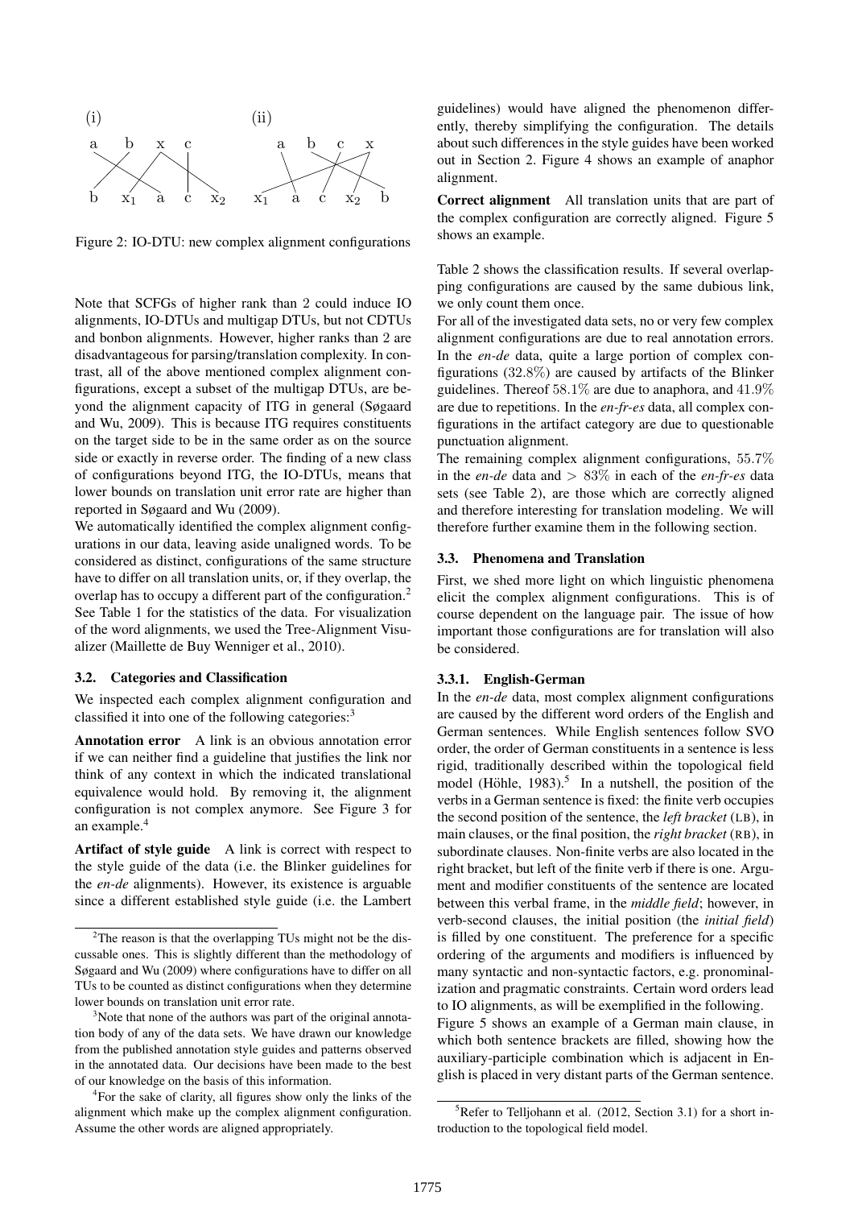(i) a b x c / b $x_1$ a c $x_2$    (ii) a b c x / $x_1$ a c $x_2$ b

Figure 2: IO-DTU: new complex alignment configurations

Note that SCFGs of higher rank than 2 could induce IO alignments, IO-DTUs and multigap DTUs, but not CDTUs and bonbon alignments. However, higher ranks than 2 are disadvantageous for parsing/translation complexity. In contrast, all of the above mentioned complex alignment configurations, except a subset of the multigap DTUs, are beyond the alignment capacity of ITG in general (Søgaard and Wu, 2009). This is because ITG requires constituents on the target side to be in the same order as on the source side or exactly in reverse order. The finding of a new class of configurations beyond ITG, the IO-DTUs, means that lower bounds on translation unit error rate are higher than reported in Søgaard and Wu (2009).

We automatically identified the complex alignment configurations in our data, leaving aside unaligned words. To be considered as distinct, configurations of the same structure have to differ on all translation units, or, if they overlap, the overlap has to occupy a different part of the configuration.[2] See Table 1 for the statistics of the data. For visualization of the word alignments, we used the Tree-Alignment Visualizer (Maillette de Buy Wenniger et al., 2010).

### 3.2. Categories and Classification

We inspected each complex alignment configuration and classified it into one of the following categories:[3]

**Annotation error** A link is an obvious annotation error if we can neither find a guideline that justifies the link nor think of any context in which the indicated translational equivalence would hold. By removing it, the alignment configuration is not complex anymore. See Figure 3 for an example.[4]

**Artifact of style guide** A link is correct with respect to the style guide of the data (i.e. the Blinker guidelines for the *en-de* alignments). However, its existence is arguable since a different established style guide (i.e. the Lambert guidelines) would have aligned the phenomenon differently, thereby simplifying the configuration. The details about such differences in the style guides have been worked out in Section 2. Figure 4 shows an example of anaphor alignment.

**Correct alignment** All translation units that are part of the complex configuration are correctly aligned. Figure 5 shows an example.

Table 2 shows the classification results. If several overlapping configurations are caused by the same dubious link, we only count them once.

For all of the investigated data sets, no or very few complex alignment configurations are due to real annotation errors. In the *en-de* data, quite a large portion of complex configurations (32.8%) are caused by artifacts of the Blinker guidelines. Thereof 58.1% are due to anaphora, and 41.9% are due to repetitions. In the *en-fr-es* data, all complex configurations in the artifact category are due to questionable punctuation alignment.

The remaining complex alignment configurations, 55.7% in the *en-de* data and $> 83\%$ in each of the *en-fr-es* data sets (see Table 2), are those which are correctly aligned and therefore interesting for translation modeling. We will therefore further examine them in the following section.

### 3.3. Phenomena and Translation

First, we shed more light on which linguistic phenomena elicit the complex alignment configurations. This is of course dependent on the language pair. The issue of how important those configurations are for translation will also be considered.

#### 3.3.1. English-German

In the *en-de* data, most complex alignment configurations are caused by the different word orders of the English and German sentences. While English sentences follow SVO order, the order of German constituents in a sentence is less rigid, traditionally described within the topological field model (Höhle, 1983).[5] In a nutshell, the position of the verbs in a German sentence is fixed: the finite verb occupies the second position of the sentence, the *left bracket* (LB), in main clauses, or the final position, the *right bracket* (RB), in subordinate clauses. Non-finite verbs are also located in the right bracket, but left of the finite verb if there is one. Argument and modifier constituents of the sentence are located between this verbal frame, in the *middle field*; however, in verb-second clauses, the initial position (the *initial field*) is filled by one constituent. The preference for a specific ordering of the arguments and modifiers is influenced by many syntactic and non-syntactic factors, e.g. pronominalization and pragmatic constraints. Certain word orders lead to IO alignments, as will be exemplified in the following.

Figure 5 shows an example of a German main clause, in which both sentence brackets are filled, showing how the auxiliary-participle combination which is adjacent in English is placed in very distant parts of the German sentence.

[2] The reason is that the overlapping TUs might not be the discussable ones. This is slightly different than the methodology of Søgaard and Wu (2009) where configurations have to differ on all TUs to be counted as distinct configurations when they determine lower bounds on translation unit error rate.

[3] Note that none of the authors was part of the original annotation body of any of the data sets. We have drawn our knowledge from the published annotation style guides and patterns observed in the annotated data. Our decisions have been made to the best of our knowledge on the basis of this information.

[4] For the sake of clarity, all figures show only the links of the alignment which make up the complex alignment configuration. Assume the other words are aligned appropriately.

[5] Refer to Telljohann et al. (2012, Section 3.1) for a short introduction to the topological field model.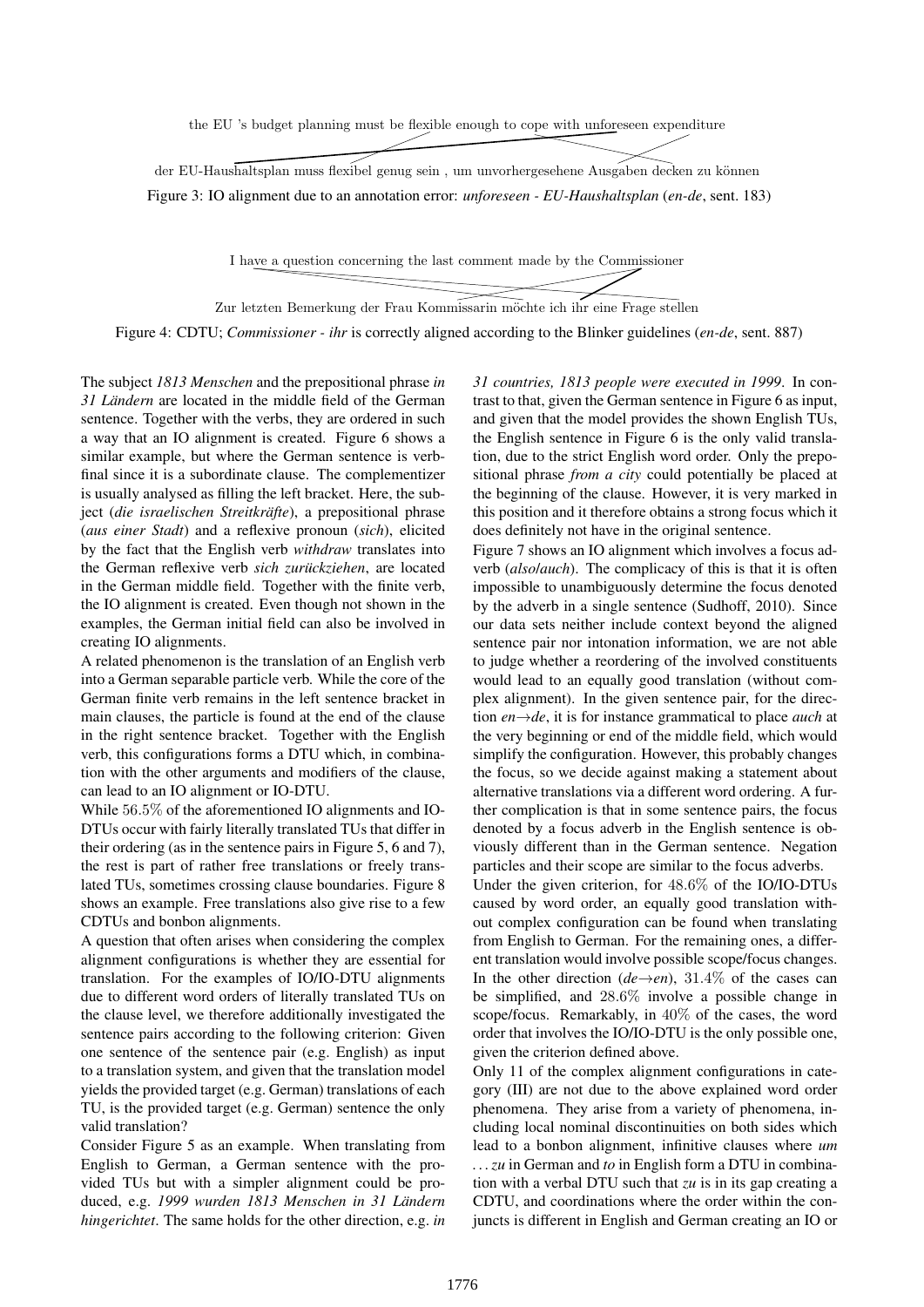the EU 's budget planning must be flexible enough to cope with unforeseen expenditure

der EU-Haushaltsplan muss flexibel genug sein , um unvorhergesehene Ausgaben decken zu können

Figure 3: IO alignment due to an annotation error: *unforeseen - EU-Haushaltsplan* (*en-de*, sent. 183)

I have a question concerning the last comment made by the Commissioner

Zur letzten Bemerkung der Frau Kommissarin möchte ich ihr eine Frage stellen

Figure 4: CDTU; *Commissioner - ihr* is correctly aligned according to the Blinker guidelines (*en-de*, sent. 887)

The subject *1813 Menschen* and the prepositional phrase *in 31 Ländern* are located in the middle field of the German sentence. Together with the verbs, they are ordered in such a way that an IO alignment is created. Figure 6 shows a similar example, but where the German sentence is verb-final since it is a subordinate clause. The complementizer is usually analysed as filling the left bracket. Here, the subject (*die israelischen Streitkräfte*), a prepositional phrase (*aus einer Stadt*) and a reflexive pronoun (*sich*), elicited by the fact that the English verb *withdraw* translates into the German reflexive verb *sich zurückziehen*, are located in the German middle field. Together with the finite verb, the IO alignment is created. Even though not shown in the examples, the German initial field can also be involved in creating IO alignments.

A related phenomenon is the translation of an English verb into a German separable particle verb. While the core of the German finite verb remains in the left sentence bracket in main clauses, the particle is found at the end of the clause in the right sentence bracket. Together with the English verb, this configurations forms a DTU which, in combination with the other arguments and modifiers of the clause, can lead to an IO alignment or IO-DTU.

While 56.5% of the aforementioned IO alignments and IO-DTUs occur with fairly literally translated TUs that differ in their ordering (as in the sentence pairs in Figure 5, 6 and 7), the rest is part of rather free translations or freely translated TUs, sometimes crossing clause boundaries. Figure 8 shows an example. Free translations also give rise to a few CDTUs and bonbon alignments.

A question that often arises when considering the complex alignment configurations is whether they are essential for translation. For the examples of IO/IO-DTU alignments due to different word orders of literally translated TUs on the clause level, we therefore additionally investigated the sentence pairs according to the following criterion: Given one sentence of the sentence pair (e.g. English) as input to a translation system, and given that the translation model yields the provided target (e.g. German) translations of each TU, is the provided target (e.g. German) sentence the only valid translation?

Consider Figure 5 as an example. When translating from English to German, a German sentence with the provided TUs but with a simpler alignment could be produced, e.g. *1999 wurden 1813 Menschen in 31 Ländern hingerichtet*. The same holds for the other direction, e.g. *in 31 countries, 1813 people were executed in 1999*. In contrast to that, given the German sentence in Figure 6 as input, and given that the model provides the shown English TUs, the English sentence in Figure 6 is the only valid translation, due to the strict English word order. Only the prepositional phrase *from a city* could potentially be placed at the beginning of the clause. However, it is very marked in this position and it therefore obtains a strong focus which it does definitely not have in the original sentence.

Figure 7 shows an IO alignment which involves a focus adverb (*also*/*auch*). The complicacy of this is that it is often impossible to unambiguously determine the focus denoted by the adverb in a single sentence (Sudhoff, 2010). Since our data sets neither include context beyond the aligned sentence pair nor intonation information, we are not able to judge whether a reordering of the involved constituents would lead to an equally good translation (without complex alignment). In the given sentence pair, for the direction *en*→*de*, it is for instance grammatical to place *auch* at the very beginning or end of the middle field, which would simplify the configuration. However, this probably changes the focus, so we decide against making a statement about alternative translations via a different word ordering. A further complication is that in some sentence pairs, the focus denoted by a focus adverb in the English sentence is obviously different than in the German sentence. Negation particles and their scope are similar to the focus adverbs.

Under the given criterion, for 48.6% of the IO/IO-DTUs caused by word order, an equally good translation without complex configuration can be found when translating from English to German. For the remaining ones, a different translation would involve possible scope/focus changes. In the other direction (*de*→*en*), 31.4% of the cases can be simplified, and 28.6% involve a possible change in scope/focus. Remarkably, in 40% of the cases, the word order that involves the IO/IO-DTU is the only possible one, given the criterion defined above.

Only 11 of the complex alignment configurations in category (III) are not due to the above explained word order phenomena. They arise from a variety of phenomena, including local nominal discontinuities on both sides which lead to a bonbon alignment, infinitive clauses where *um ... zu* in German and *to* in English form a DTU in combination with a verbal DTU such that *zu* is in its gap creating a CDTU, and coordinations where the order within the conjuncts is different in English and German creating an IO or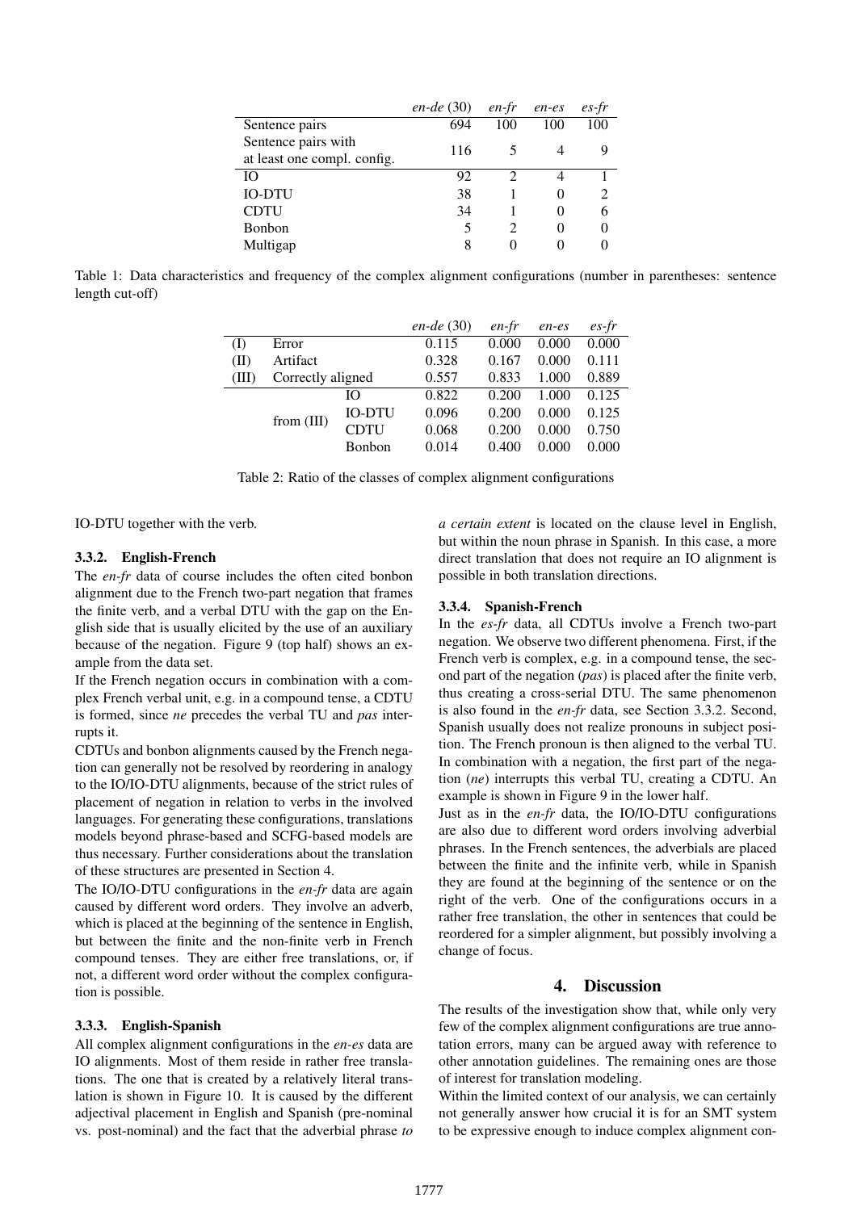| | *en-de* (30) | *en-fr* | *en-es* | *es-fr* |
|---|---|---|---|---|
| Sentence pairs | 694 | 100 | 100 | 100 |
| Sentence pairs with at least one compl. config. | 116 | 5 | 4 | 9 |
| IO | 92 | 2 | 4 | 1 |
| IO-DTU | 38 | 1 | 0 | 2 |
| CDTU | 34 | 1 | 0 | 6 |
| Bonbon | 5 | 2 | 0 | 0 |
| Multigap | 8 | 0 | 0 | 0 |

Table 1: Data characteristics and frequency of the complex alignment configurations (number in parentheses: sentence length cut-off)

| | | | *en-de* (30) | *en-fr* | *en-es* | *es-fr* |
|---|---|---|---|---|---|---|
| (I) | Error | | 0.115 | 0.000 | 0.000 | 0.000 |
| (II) | Artifact | | 0.328 | 0.167 | 0.000 | 0.111 |
| (III) | Correctly aligned | | 0.557 | 0.833 | 1.000 | 0.889 |
| | from (III) | IO | 0.822 | 0.200 | 1.000 | 0.125 |
| | | IO-DTU | 0.096 | 0.200 | 0.000 | 0.125 |
| | | CDTU | 0.068 | 0.200 | 0.000 | 0.750 |
| | | Bonbon | 0.014 | 0.400 | 0.000 | 0.000 |

Table 2: Ratio of the classes of complex alignment configurations

IO-DTU together with the verb.

#### 3.3.2. English-French

The *en-fr* data of course includes the often cited bonbon alignment due to the French two-part negation that frames the finite verb, and a verbal DTU with the gap on the English side that is usually elicited by the use of an auxiliary because of the negation. Figure 9 (top half) shows an example from the data set.

If the French negation occurs in combination with a complex French verbal unit, e.g. in a compound tense, a CDTU is formed, since *ne* precedes the verbal TU and *pas* interrupts it.

CDTUs and bonbon alignments caused by the French negation can generally not be resolved by reordering in analogy to the IO/IO-DTU alignments, because of the strict rules of placement of negation in relation to verbs in the involved languages. For generating these configurations, translations models beyond phrase-based and SCFG-based models are thus necessary. Further considerations about the translation of these structures are presented in Section 4.

The IO/IO-DTU configurations in the *en-fr* data are again caused by different word orders. They involve an adverb, which is placed at the beginning of the sentence in English, but between the finite and the non-finite verb in French compound tenses. They are either free translations, or, if not, a different word order without the complex configuration is possible.

#### 3.3.3. English-Spanish

All complex alignment configurations in the *en-es* data are IO alignments. Most of them reside in rather free translations. The one that is created by a relatively literal translation is shown in Figure 10. It is caused by the different adjectival placement in English and Spanish (pre-nominal vs. post-nominal) and the fact that the adverbial phrase *to a certain extent* is located on the clause level in English, but within the noun phrase in Spanish. In this case, a more direct translation that does not require an IO alignment is possible in both translation directions.

#### 3.3.4. Spanish-French

In the *es-fr* data, all CDTUs involve a French two-part negation. We observe two different phenomena. First, if the French verb is complex, e.g. in a compound tense, the second part of the negation (*pas*) is placed after the finite verb, thus creating a cross-serial DTU. The same phenomenon is also found in the *en-fr* data, see Section 3.3.2. Second, Spanish usually does not realize pronouns in subject position. The French pronoun is then aligned to the verbal TU. In combination with a negation, the first part of the negation (*ne*) interrupts this verbal TU, creating a CDTU. An example is shown in Figure 9 in the lower half.

Just as in the *en-fr* data, the IO/IO-DTU configurations are also due to different word orders involving adverbial phrases. In the French sentences, the adverbials are placed between the finite and the infinite verb, while in Spanish they are found at the beginning of the sentence or on the right of the verb. One of the configurations occurs in a rather free translation, the other in sentences that could be reordered for a simpler alignment, but possibly involving a change of focus.

## 4. Discussion

The results of the investigation show that, while only very few of the complex alignment configurations are true annotation errors, many can be argued away with reference to other annotation guidelines. The remaining ones are those of interest for translation modeling.

Within the limited context of our analysis, we can certainly not generally answer how crucial it is for an SMT system to be expressive enough to induce complex alignment con-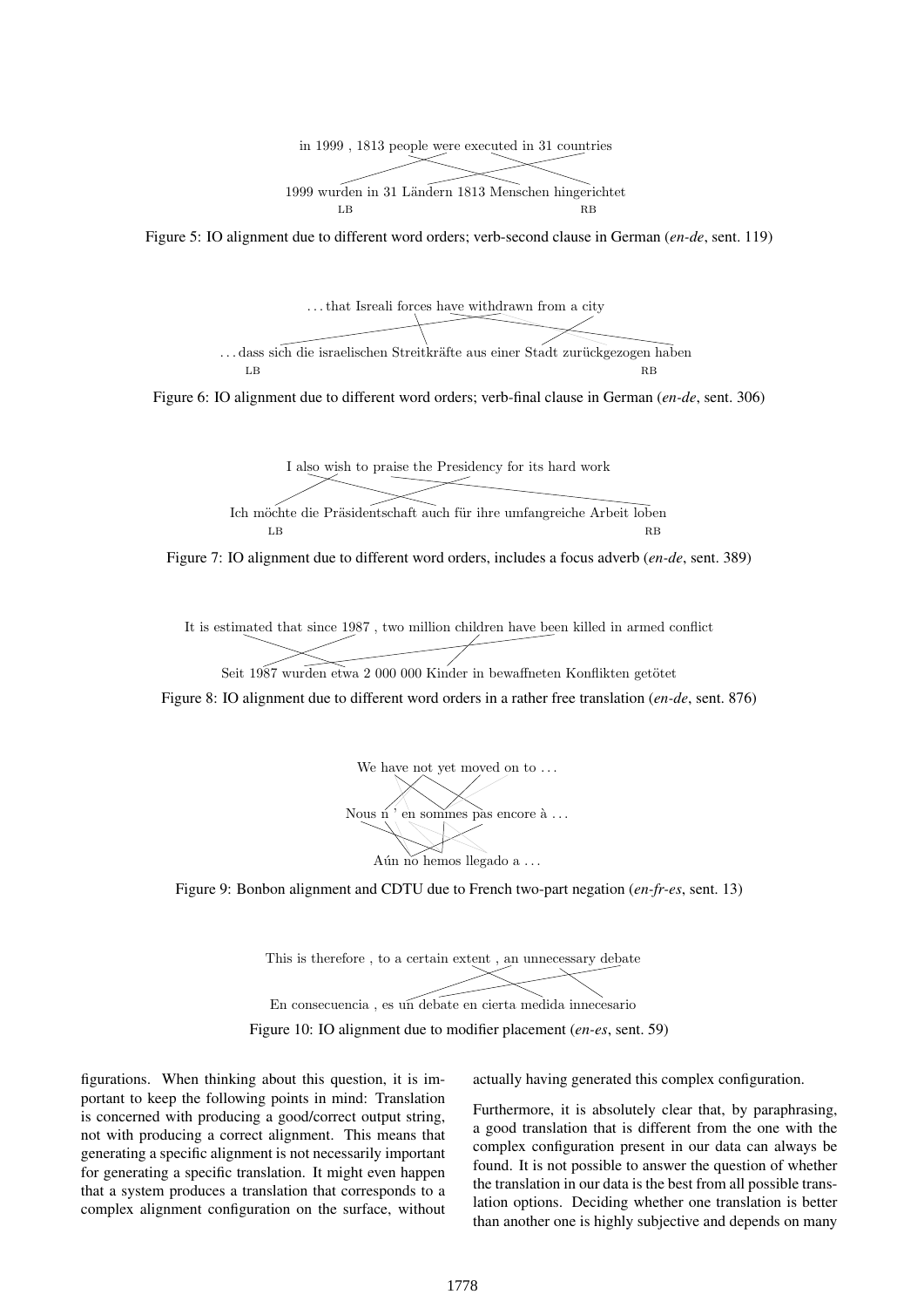in 1999 , 1813 people were executed in 31 countries

1999 wurden in 31 Ländern 1813 Menschen hingerichtet

LB RB

Figure 5: IO alignment due to different word orders; verb-second clause in German (*en-de*, sent. 119)

. . . that Isreali forces have withdrawn from a city

. . . dass sich die israelischen Streitkräfte aus einer Stadt zurückgezogen haben

LB RB

Figure 6: IO alignment due to different word orders; verb-final clause in German (*en-de*, sent. 306)

I also wish to praise the Presidency for its hard work

Ich möchte die Präsidentschaft auch für ihre umfangreiche Arbeit loben

LB RB

Figure 7: IO alignment due to different word orders, includes a focus adverb (*en-de*, sent. 389)

It is estimated that since 1987 , two million children have been killed in armed conflict

Seit 1987 wurden etwa 2 000 000 Kinder in bewaffneten Konflikten getötet

Figure 8: IO alignment due to different word orders in a rather free translation (*en-de*, sent. 876)

We have not yet moved on to . . .

Nous n ' en sommes pas encore à . . .

Aún no hemos llegado a . . .

Figure 9: Bonbon alignment and CDTU due to French two-part negation (*en-fr-es*, sent. 13)

This is therefore , to a certain extent , an unnecessary debate

En consecuencia , es un debate en cierta medida innecesario

Figure 10: IO alignment due to modifier placement (*en-es*, sent. 59)

figurations. When thinking about this question, it is important to keep the following points in mind: Translation is concerned with producing a good/correct output string, not with producing a correct alignment. This means that generating a specific alignment is not necessarily important for generating a specific translation. It might even happen that a system produces a translation that corresponds to a complex alignment configuration on the surface, without actually having generated this complex configuration.

Furthermore, it is absolutely clear that, by paraphrasing, a good translation that is different from the one with the complex configuration present in our data can always be found. It is not possible to answer the question of whether the translation in our data is the best from all possible translation options. Deciding whether one translation is better than another one is highly subjective and depends on many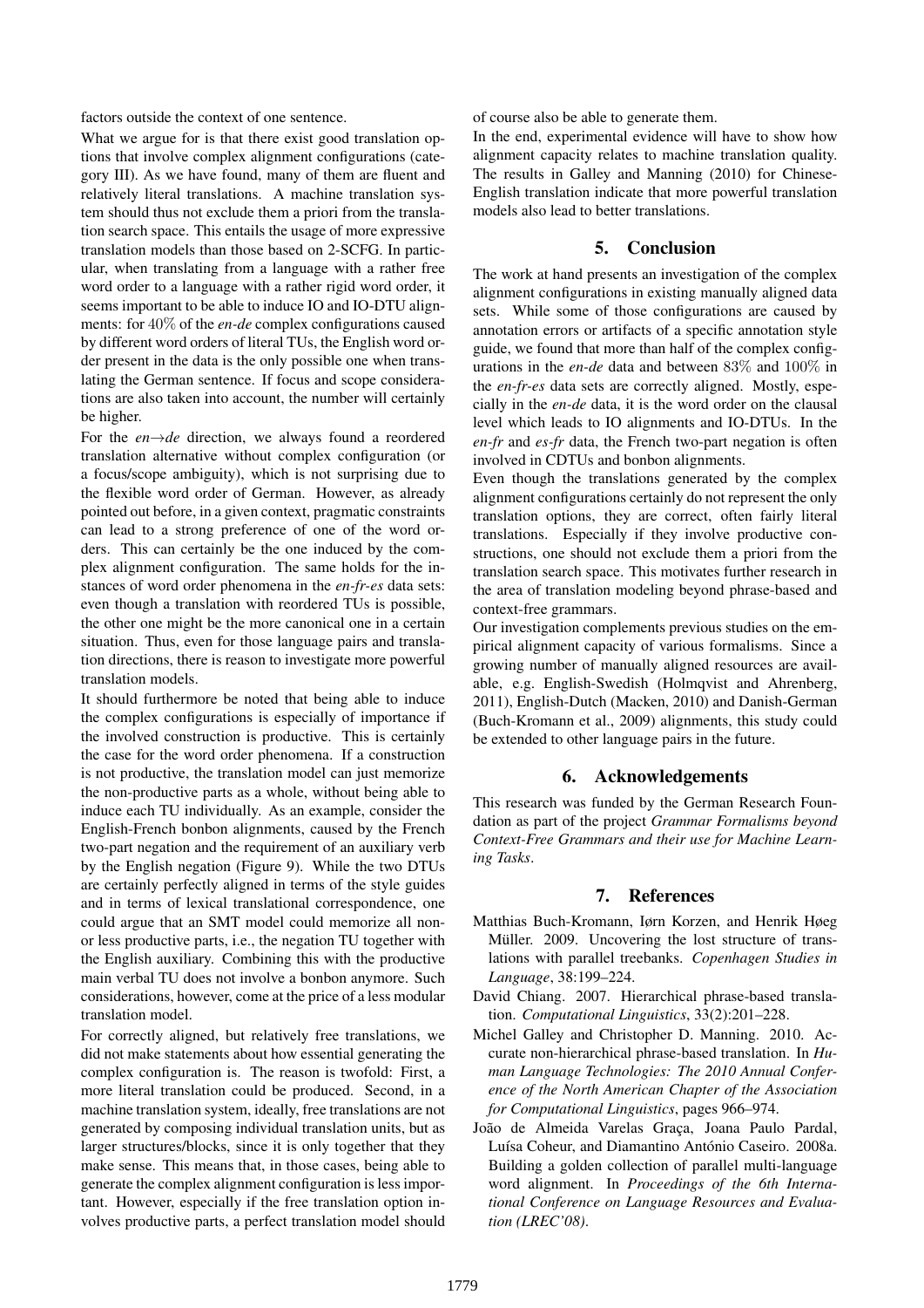factors outside the context of one sentence.

What we argue for is that there exist good translation options that involve complex alignment configurations (category III). As we have found, many of them are fluent and relatively literal translations. A machine translation system should thus not exclude them a priori from the translation search space. This entails the usage of more expressive translation models than those based on 2-SCFG. In particular, when translating from a language with a rather free word order to a language with a rather rigid word order, it seems important to be able to induce IO and IO-DTU alignments: for 40% of the *en-de* complex configurations caused by different word orders of literal TUs, the English word order present in the data is the only possible one when translating the German sentence. If focus and scope considerations are also taken into account, the number will certainly be higher.

For the *en*→*de* direction, we always found a reordered translation alternative without complex configuration (or a focus/scope ambiguity), which is not surprising due to the flexible word order of German. However, as already pointed out before, in a given context, pragmatic constraints can lead to a strong preference of one of the word orders. This can certainly be the one induced by the complex alignment configuration. The same holds for the instances of word order phenomena in the *en-fr-es* data sets: even though a translation with reordered TUs is possible, the other one might be the more canonical one in a certain situation. Thus, even for those language pairs and translation directions, there is reason to investigate more powerful translation models.

It should furthermore be noted that being able to induce the complex configurations is especially of importance if the involved construction is productive. This is certainly the case for the word order phenomena. If a construction is not productive, the translation model can just memorize the non-productive parts as a whole, without being able to induce each TU individually. As an example, consider the English-French bonbon alignments, caused by the French two-part negation and the requirement of an auxiliary verb by the English negation (Figure 9). While the two DTUs are certainly perfectly aligned in terms of the style guides and in terms of lexical translational correspondence, one could argue that an SMT model could memorize all non- or less productive parts, i.e., the negation TU together with the English auxiliary. Combining this with the productive main verbal TU does not involve a bonbon anymore. Such considerations, however, come at the price of a less modular translation model.

For correctly aligned, but relatively free translations, we did not make statements about how essential generating the complex configuration is. The reason is twofold: First, a more literal translation could be produced. Second, in a machine translation system, ideally, free translations are not generated by composing individual translation units, but as larger structures/blocks, since it is only together that they make sense. This means that, in those cases, being able to generate the complex alignment configuration is less important. However, especially if the free translation option involves productive parts, a perfect translation model should of course also be able to generate them.

In the end, experimental evidence will have to show how alignment capacity relates to machine translation quality. The results in Galley and Manning (2010) for Chinese-English translation indicate that more powerful translation models also lead to better translations.

## 5. Conclusion

The work at hand presents an investigation of the complex alignment configurations in existing manually aligned data sets. While some of those configurations are caused by annotation errors or artifacts of a specific annotation style guide, we found that more than half of the complex configurations in the *en-de* data and between 83% and 100% in the *en-fr-es* data sets are correctly aligned. Mostly, especially in the *en-de* data, it is the word order on the clausal level which leads to IO alignments and IO-DTUs. In the *en-fr* and *es-fr* data, the French two-part negation is often involved in CDTUs and bonbon alignments.

Even though the translations generated by the complex alignment configurations certainly do not represent the only translation options, they are correct, often fairly literal translations. Especially if they involve productive constructions, one should not exclude them a priori from the translation search space. This motivates further research in the area of translation modeling beyond phrase-based and context-free grammars.

Our investigation complements previous studies on the empirical alignment capacity of various formalisms. Since a growing number of manually aligned resources are available, e.g. English-Swedish (Holmqvist and Ahrenberg, 2011), English-Dutch (Macken, 2010) and Danish-German (Buch-Kromann et al., 2009) alignments, this study could be extended to other language pairs in the future.

## 6. Acknowledgements

This research was funded by the German Research Foundation as part of the project *Grammar Formalisms beyond Context-Free Grammars and their use for Machine Learning Tasks*.

## 7. References

Matthias Buch-Kromann, Iørn Korzen, and Henrik Høeg Müller. 2009. Uncovering the lost structure of translations with parallel treebanks. *Copenhagen Studies in Language*, 38:199–224.

David Chiang. 2007. Hierarchical phrase-based translation. *Computational Linguistics*, 33(2):201–228.

Michel Galley and Christopher D. Manning. 2010. Accurate non-hierarchical phrase-based translation. In *Human Language Technologies: The 2010 Annual Conference of the North American Chapter of the Association for Computational Linguistics*, pages 966–974.

João de Almeida Varelas Graça, Joana Paulo Pardal, Luísa Coheur, and Diamantino António Caseiro. 2008a. Building a golden collection of parallel multi-language word alignment. In *Proceedings of the 6th International Conference on Language Resources and Evaluation (LREC'08)*.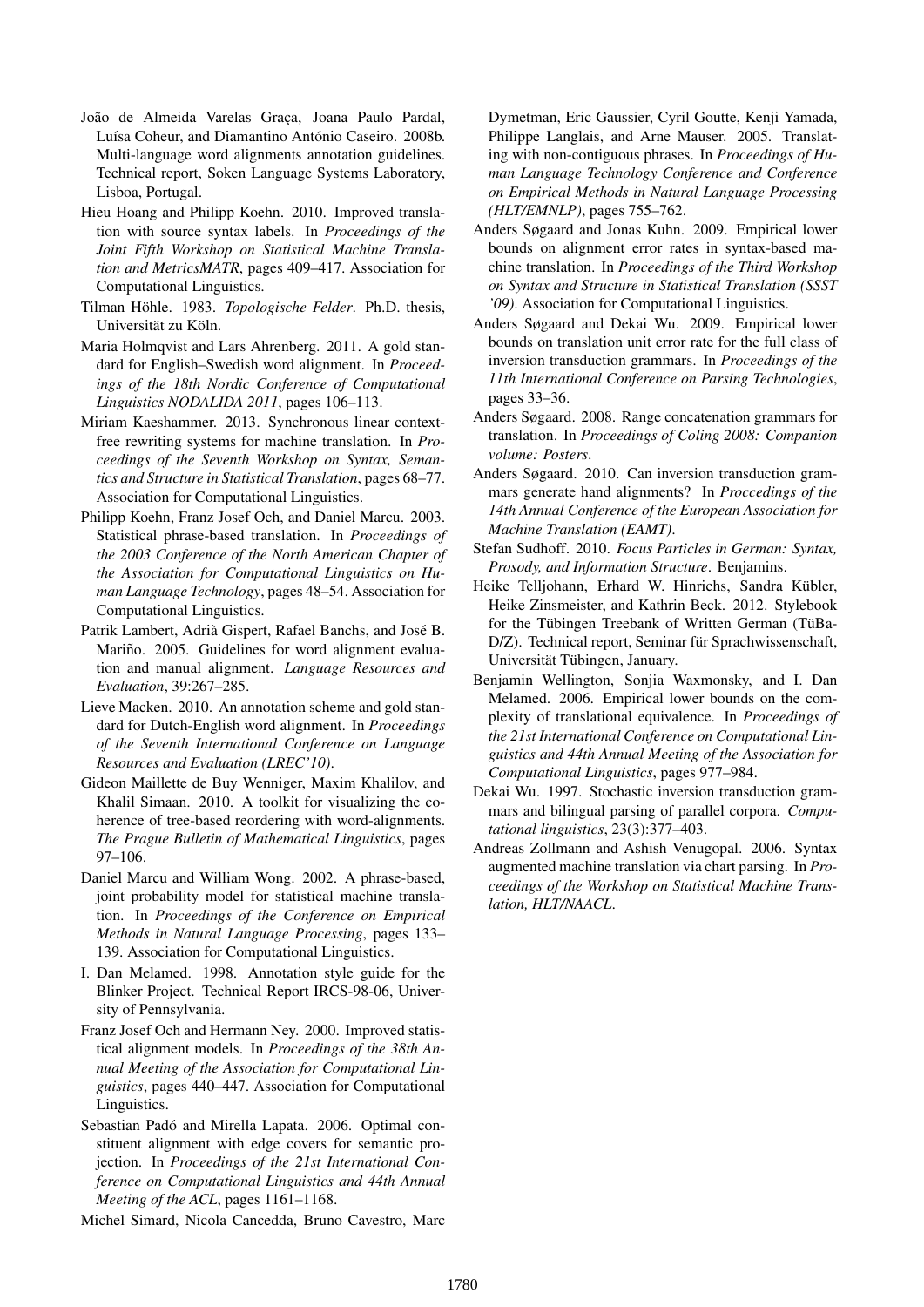João de Almeida Varelas Graça, Joana Paulo Pardal, Luísa Coheur, and Diamantino António Caseiro. 2008b. Multi-language word alignments annotation guidelines. Technical report, Soken Language Systems Laboratory, Lisboa, Portugal.

Hieu Hoang and Philipp Koehn. 2010. Improved translation with source syntax labels. In *Proceedings of the Joint Fifth Workshop on Statistical Machine Translation and MetricsMATR*, pages 409–417. Association for Computational Linguistics.

Tilman Höhle. 1983. *Topologische Felder*. Ph.D. thesis, Universität zu Köln.

Maria Holmqvist and Lars Ahrenberg. 2011. A gold standard for English–Swedish word alignment. In *Proceedings of the 18th Nordic Conference of Computational Linguistics NODALIDA 2011*, pages 106–113.

Miriam Kaeshammer. 2013. Synchronous linear context-free rewriting systems for machine translation. In *Proceedings of the Seventh Workshop on Syntax, Semantics and Structure in Statistical Translation*, pages 68–77. Association for Computational Linguistics.

Philipp Koehn, Franz Josef Och, and Daniel Marcu. 2003. Statistical phrase-based translation. In *Proceedings of the 2003 Conference of the North American Chapter of the Association for Computational Linguistics on Human Language Technology*, pages 48–54. Association for Computational Linguistics.

Patrik Lambert, Adrià Gispert, Rafael Banchs, and José B. Mariño. 2005. Guidelines for word alignment evaluation and manual alignment. *Language Resources and Evaluation*, 39:267–285.

Lieve Macken. 2010. An annotation scheme and gold standard for Dutch-English word alignment. In *Proceedings of the Seventh International Conference on Language Resources and Evaluation (LREC'10)*.

Gideon Maillette de Buy Wenniger, Maxim Khalilov, and Khalil Simaan. 2010. A toolkit for visualizing the coherence of tree-based reordering with word-alignments. *The Prague Bulletin of Mathematical Linguistics*, pages 97–106.

Daniel Marcu and William Wong. 2002. A phrase-based, joint probability model for statistical machine translation. In *Proceedings of the Conference on Empirical Methods in Natural Language Processing*, pages 133–139. Association for Computational Linguistics.

I. Dan Melamed. 1998. Annotation style guide for the Blinker Project. Technical Report IRCS-98-06, University of Pennsylvania.

Franz Josef Och and Hermann Ney. 2000. Improved statistical alignment models. In *Proceedings of the 38th Annual Meeting of the Association for Computational Linguistics*, pages 440–447. Association for Computational Linguistics.

Sebastian Padó and Mirella Lapata. 2006. Optimal constituent alignment with edge covers for semantic projection. In *Proceedings of the 21st International Conference on Computational Linguistics and 44th Annual Meeting of the ACL*, pages 1161–1168.

Michel Simard, Nicola Cancedda, Bruno Cavestro, Marc Dymetman, Eric Gaussier, Cyril Goutte, Kenji Yamada, Philippe Langlais, and Arne Mauser. 2005. Translating with non-contiguous phrases. In *Proceedings of Human Language Technology Conference and Conference on Empirical Methods in Natural Language Processing (HLT/EMNLP)*, pages 755–762.

Anders Søgaard and Jonas Kuhn. 2009. Empirical lower bounds on alignment error rates in syntax-based machine translation. In *Proceedings of the Third Workshop on Syntax and Structure in Statistical Translation (SSST '09)*. Association for Computational Linguistics.

Anders Søgaard and Dekai Wu. 2009. Empirical lower bounds on translation unit error rate for the full class of inversion transduction grammars. In *Proceedings of the 11th International Conference on Parsing Technologies*, pages 33–36.

Anders Søgaard. 2008. Range concatenation grammars for translation. In *Proceedings of Coling 2008: Companion volume: Posters*.

Anders Søgaard. 2010. Can inversion transduction grammars generate hand alignments? In *Proccedings of the 14th Annual Conference of the European Association for Machine Translation (EAMT)*.

Stefan Sudhoff. 2010. *Focus Particles in German: Syntax, Prosody, and Information Structure*. Benjamins.

Heike Telljohann, Erhard W. Hinrichs, Sandra Kübler, Heike Zinsmeister, and Kathrin Beck. 2012. Stylebook for the Tübingen Treebank of Written German (TüBa-D/Z). Technical report, Seminar für Sprachwissenschaft, Universität Tübingen, January.

Benjamin Wellington, Sonjia Waxmonsky, and I. Dan Melamed. 2006. Empirical lower bounds on the complexity of translational equivalence. In *Proceedings of the 21st International Conference on Computational Linguistics and 44th Annual Meeting of the Association for Computational Linguistics*, pages 977–984.

Dekai Wu. 1997. Stochastic inversion transduction grammars and bilingual parsing of parallel corpora. *Computational linguistics*, 23(3):377–403.

Andreas Zollmann and Ashish Venugopal. 2006. Syntax augmented machine translation via chart parsing. In *Proceedings of the Workshop on Statistical Machine Translation, HLT/NAACL*.